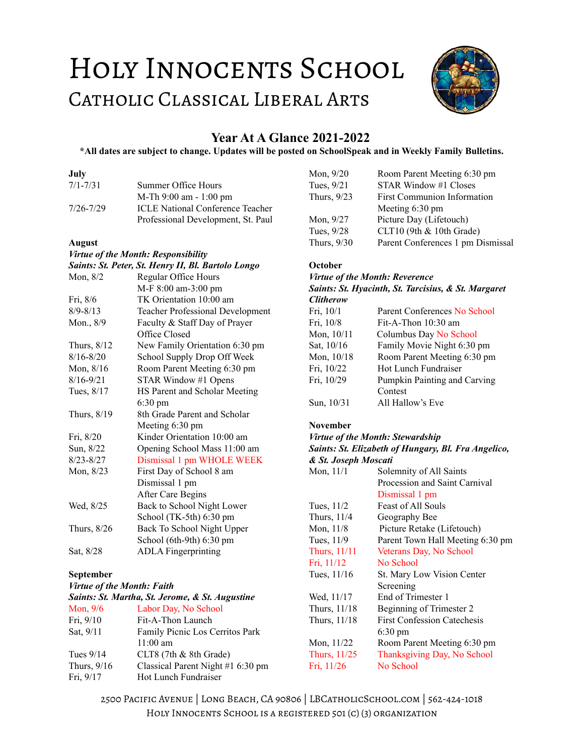# Holy Innocents School

## Catholic Classical Liberal Arts

### Year At A Glance 2021-2022

**\*All dates are subject to change. Updates will be posted on SchoolSpeak and in Weekly Family Bulletins.**

**July**

| | |
|---|---|
| 7/1-7/31 | Summer Office Hours M-Th 9:00 am - 1:00 pm |
| 7/26-7/29 | ICLE National Conference Teacher Professional Development, St. Paul |

**August**

***Virtue of the Month: Responsibility***

***Saints: St. Peter, St. Henry II, Bl. Bartolo Longo***

| | |
|---|---|
| Mon, 8/2 | Regular Office Hours M-F 8:00 am-3:00 pm |
| Fri, 8/6 | TK Orientation 10:00 am |
| 8/9-8/13 | Teacher Professional Development |
| Mon., 8/9 | Faculty & Staff Day of Prayer Office Closed |
| Thurs, 8/12 | New Family Orientation 6:30 pm |
| 8/16-8/20 | School Supply Drop Off Week |
| Mon, 8/16 | Room Parent Meeting 6:30 pm |
| 8/16-9/21 | STAR Window #1 Opens |
| Tues, 8/17 | HS Parent and Scholar Meeting 6:30 pm |
| Thurs, 8/19 | 8th Grade Parent and Scholar Meeting 6:30 pm |
| Fri, 8/20 | Kinder Orientation 10:00 am |
| Sun, 8/22 | Opening School Mass 11:00 am |
| 8/23-8/27 | Dismissal 1 pm WHOLE WEEK |
| Mon, 8/23 | First Day of School 8 am Dismissal 1 pm After Care Begins |
| Wed, 8/25 | Back to School Night Lower School (TK-5th) 6:30 pm |
| Thurs, 8/26 | Back To School Night Upper School (6th-9th) 6:30 pm |
| Sat, 8/28 | ADLA Fingerprinting |

**September**

***Virtue of the Month: Faith***

***Saints: St. Martha, St. Jerome, & St. Augustine***

| | |
|---|---|
| Mon, 9/6 | Labor Day, No School |
| Fri, 9/10 | Fit-A-Thon Launch |
| Sat, 9/11 | Family Picnic Los Cerritos Park 11:00 am |
| Tues 9/14 | CLT8 (7th & 8th Grade) |
| Thurs, 9/16 | Classical Parent Night #1 6:30 pm |
| Fri, 9/17 | Hot Lunch Fundraiser |
| Mon, 9/20 | Room Parent Meeting 6:30 pm |
| Tues, 9/21 | STAR Window #1 Closes |
| Thurs, 9/23 | First Communion Information Meeting 6:30 pm |
| Mon, 9/27 | Picture Day (Lifetouch) |
| Tues, 9/28 | CLT10 (9th & 10th Grade) |
| Thurs, 9/30 | Parent Conferences 1 pm Dismissal |

**October**

***Virtue of the Month: Reverence***

***Saints: St. Hyacinth, St. Tarcisius, & St. Margaret Clitherow***

| | |
|---|---|
| Fri, 10/1 | Parent Conferences No School |
| Fri, 10/8 | Fit-A-Thon 10:30 am |
| Mon, 10/11 | Columbus Day No School |
| Sat, 10/16 | Family Movie Night 6:30 pm |
| Mon, 10/18 | Room Parent Meeting 6:30 pm |
| Fri, 10/22 | Hot Lunch Fundraiser |
| Fri, 10/29 | Pumpkin Painting and Carving Contest |
| Sun, 10/31 | All Hallow's Eve |

**November**

***Virtue of the Month: Stewardship***

***Saints: St. Elizabeth of Hungary, Bl. Fra Angelico, & St. Joseph Moscati***

| | |
|---|---|
| Mon, 11/1 | Solemnity of All Saints Procession and Saint Carnival Dismissal 1 pm |
| Tues, 11/2 | Feast of All Souls |
| Thurs, 11/4 | Geography Bee |
| Mon, 11/8 | Picture Retake (Lifetouch) |
| Tues, 11/9 | Parent Town Hall Meeting 6:30 pm |
| Thurs, 11/11 | Veterans Day, No School |
| Fri, 11/12 | No School |
| Tues, 11/16 | St. Mary Low Vision Center Screening |
| Wed, 11/17 | End of Trimester 1 |
| Thurs, 11/18 | Beginning of Trimester 2 |
| Thurs, 11/18 | First Confession Catechesis 6:30 pm |
| Mon, 11/22 | Room Parent Meeting 6:30 pm |
| Thurs, 11/25 | Thanksgiving Day, No School |
| Fri, 11/26 | No School |

2500 Pacific Avenue | Long Beach, CA 90806 | LBCatholicSchool.com | 562-424-1018

Holy Innocents School is a registered 501 (c) (3) organization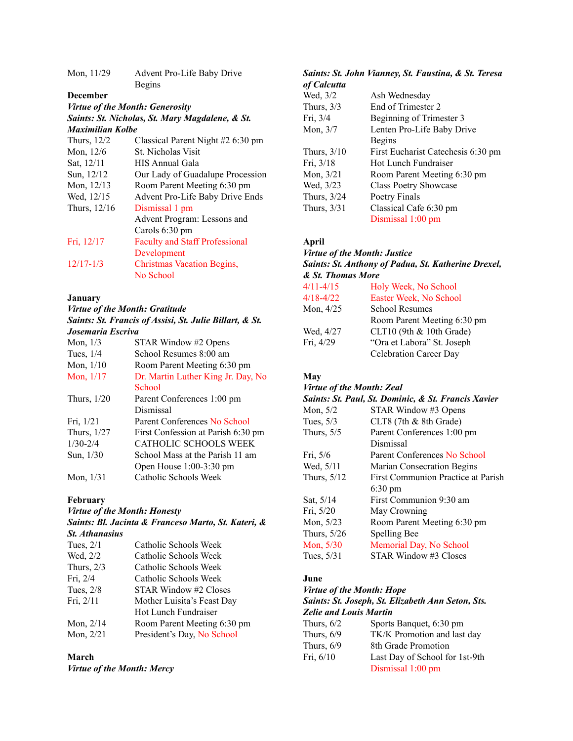| | |
|---|---|
| Mon, 11/29 | Advent Pro-Life Baby Drive Begins |

**December**

***Virtue of the Month: Generosity***

***Saints: St. Nicholas, St. Mary Magdalene, & St. Maximilian Kolbe***

| | |
|---|---|
| Thurs, 12/2 | Classical Parent Night #2 6:30 pm |
| Mon, 12/6 | St. Nicholas Visit |
| Sat, 12/11 | HIS Annual Gala |
| Sun, 12/12 | Our Lady of Guadalupe Procession |
| Mon, 12/13 | Room Parent Meeting 6:30 pm |
| Wed, 12/15 | Advent Pro-Life Baby Drive Ends |
| Thurs, 12/16 | Dismissal 1 pm<br>Advent Program: Lessons and Carols 6:30 pm |
| Fri, 12/17 | Faculty and Staff Professional Development |
| 12/17-1/3 | Christmas Vacation Begins, No School |

**January**

***Virtue of the Month: Gratitude***

***Saints: St. Francis of Assisi, St. Julie Billart, & St. Josemaria Escriva***

| | |
|---|---|
| Mon, 1/3 | STAR Window #2 Opens |
| Tues, 1/4 | School Resumes 8:00 am |
| Mon, 1/10 | Room Parent Meeting 6:30 pm |
| Mon, 1/17 | Dr. Martin Luther King Jr. Day, No School |
| Thurs, 1/20 | Parent Conferences 1:00 pm Dismissal |
| Fri, 1/21 | Parent Conferences No School |
| Thurs, 1/27 | First Confession at Parish 6:30 pm |
| 1/30-2/4 | CATHOLIC SCHOOLS WEEK |
| Sun, 1/30 | School Mass at the Parish 11 am<br>Open House 1:00-3:30 pm |
| Mon, 1/31 | Catholic Schools Week |

**February**

***Virtue of the Month: Honesty***

***Saints: Bl. Jacinta & Franceso Marto, St. Kateri, & St. Athanasius***

| | |
|---|---|
| Tues, 2/1 | Catholic Schools Week |
| Wed, 2/2 | Catholic Schools Week |
| Thurs, 2/3 | Catholic Schools Week |
| Fri, 2/4 | Catholic Schools Week |
| Tues, 2/8 | STAR Window #2 Closes |
| Fri, 2/11 | Mother Luisita's Feast Day<br>Hot Lunch Fundraiser |
| Mon, 2/14 | Room Parent Meeting 6:30 pm |
| Mon, 2/21 | President's Day, No School |

**March**

***Virtue of the Month: Mercy***

***Saints: St. John Vianney, St. Faustina, & St. Teresa of Calcutta***

| | |
|---|---|
| Wed, 3/2 | Ash Wednesday |
| Thurs, 3/3 | End of Trimester 2 |
| Fri, 3/4 | Beginning of Trimester 3 |
| Mon, 3/7 | Lenten Pro-Life Baby Drive Begins |
| Thurs, 3/10 | First Eucharist Catechesis 6:30 pm |
| Fri, 3/18 | Hot Lunch Fundraiser |
| Mon, 3/21 | Room Parent Meeting 6:30 pm |
| Wed, 3/23 | Class Poetry Showcase |
| Thurs, 3/24 | Poetry Finals |
| Thurs, 3/31 | Classical Cafe 6:30 pm<br>Dismissal 1:00 pm |

**April**

***Virtue of the Month: Justice***

***Saints: St. Anthony of Padua, St. Katherine Drexel, & St. Thomas More***

| | |
|---|---|
| 4/11-4/15 | Holy Week, No School |
| 4/18-4/22 | Easter Week, No School |
| Mon, 4/25 | School Resumes<br>Room Parent Meeting 6:30 pm |
| Wed, 4/27 | CLT10 (9th & 10th Grade) |
| Fri, 4/29 | "Ora et Labora" St. Joseph Celebration Career Day |

**May**

***Virtue of the Month: Zeal***

***Saints: St. Paul, St. Dominic, & St. Francis Xavier***

| | |
|---|---|
| Mon, 5/2 | STAR Window #3 Opens |
| Tues, 5/3 | CLT8 (7th & 8th Grade) |
| Thurs, 5/5 | Parent Conferences 1:00 pm Dismissal |
| Fri, 5/6 | Parent Conferences No School |
| Wed, 5/11 | Marian Consecration Begins |
| Thurs, 5/12 | First Communion Practice at Parish 6:30 pm |
| Sat, 5/14 | First Communion 9:30 am |
| Fri, 5/20 | May Crowning |
| Mon, 5/23 | Room Parent Meeting 6:30 pm |
| Thurs, 5/26 | Spelling Bee |
| Mon, 5/30 | Memorial Day, No School |
| Tues, 5/31 | STAR Window #3 Closes |

**June**

***Virtue of the Month: Hope***

***Saints: St. Joseph, St. Elizabeth Ann Seton, Sts. Zelie and Louis Martin***

| | |
|---|---|
| Thurs, 6/2 | Sports Banquet, 6:30 pm |
| Thurs, 6/9 | TK/K Promotion and last day |
| Thurs, 6/9 | 8th Grade Promotion |
| Fri, 6/10 | Last Day of School for 1st-9th<br>Dismissal 1:00 pm |